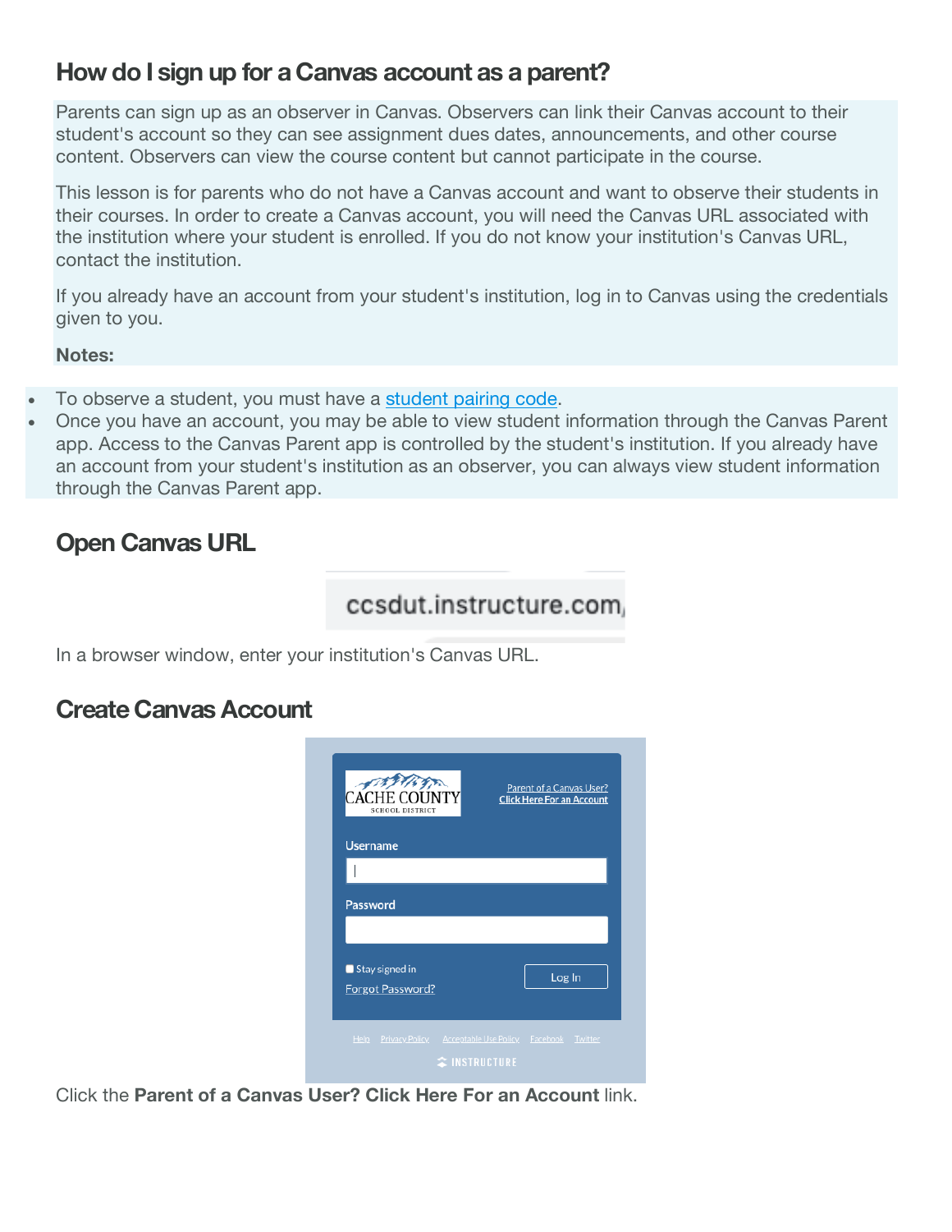## How do I sign up for a Canvas account as a parent?

Parents can sign up as an observer in Canvas. Observers can link their Canvas account to their student's account so they can see assignment dues dates, announcements, and other course content. Observers can view the course content but cannot participate in the course.

This lesson is for parents who do not have a Canvas account and want to observe their students in their courses. In order to create a Canvas account, you will need the Canvas URL associated with the institution where your student is enrolled. If you do not know your institution's Canvas URL, contact the institution.

If you already have an account from your student's institution, log in to Canvas using the credentials given to you.

**Notes:**

- To observe a student, you must have a student pairing code.
- Once you have an account, you may be able to view student information through the Canvas Parent app. Access to the Canvas Parent app is controlled by the student's institution. If you already have an account from your student's institution as an observer, you can always view student information through the Canvas Parent app.

## Open Canvas URL

ccsdut.instructure.com

In a browser window, enter your institution's Canvas URL.

## Create Canvas Account

Click the **Parent of a Canvas User? Click Here For an Account** link.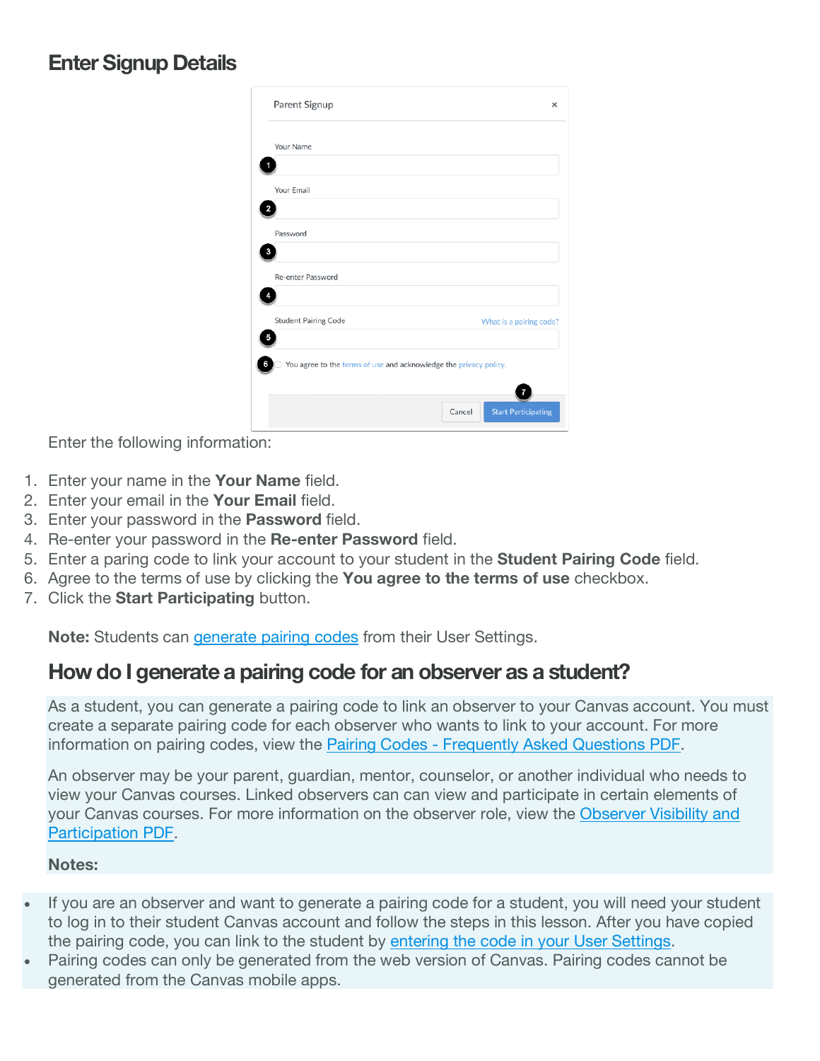## Enter Signup Details

Enter the following information:

1. Enter your name in the **Your Name** field.
2. Enter your email in the **Your Email** field.
3. Enter your password in the **Password** field.
4. Re-enter your password in the **Re-enter Password** field.
5. Enter a paring code to link your account to your student in the **Student Pairing Code** field.
6. Agree to the terms of use by clicking the **You agree to the terms of use** checkbox.
7. Click the **Start Participating** button.

**Note:** Students can generate pairing codes from their User Settings.

## How do I generate a pairing code for an observer as a student?

As a student, you can generate a pairing code to link an observer to your Canvas account. You must create a separate pairing code for each observer who wants to link to your account. For more information on pairing codes, view the Pairing Codes - Frequently Asked Questions PDF.

An observer may be your parent, guardian, mentor, counselor, or another individual who needs to view your Canvas courses. Linked observers can can view and participate in certain elements of your Canvas courses. For more information on the observer role, view the Observer Visibility and Participation PDF.

**Notes:**

- If you are an observer and want to generate a pairing code for a student, you will need your student to log in to their student Canvas account and follow the steps in this lesson. After you have copied the pairing code, you can link to the student by entering the code in your User Settings.
- Pairing codes can only be generated from the web version of Canvas. Pairing codes cannot be generated from the Canvas mobile apps.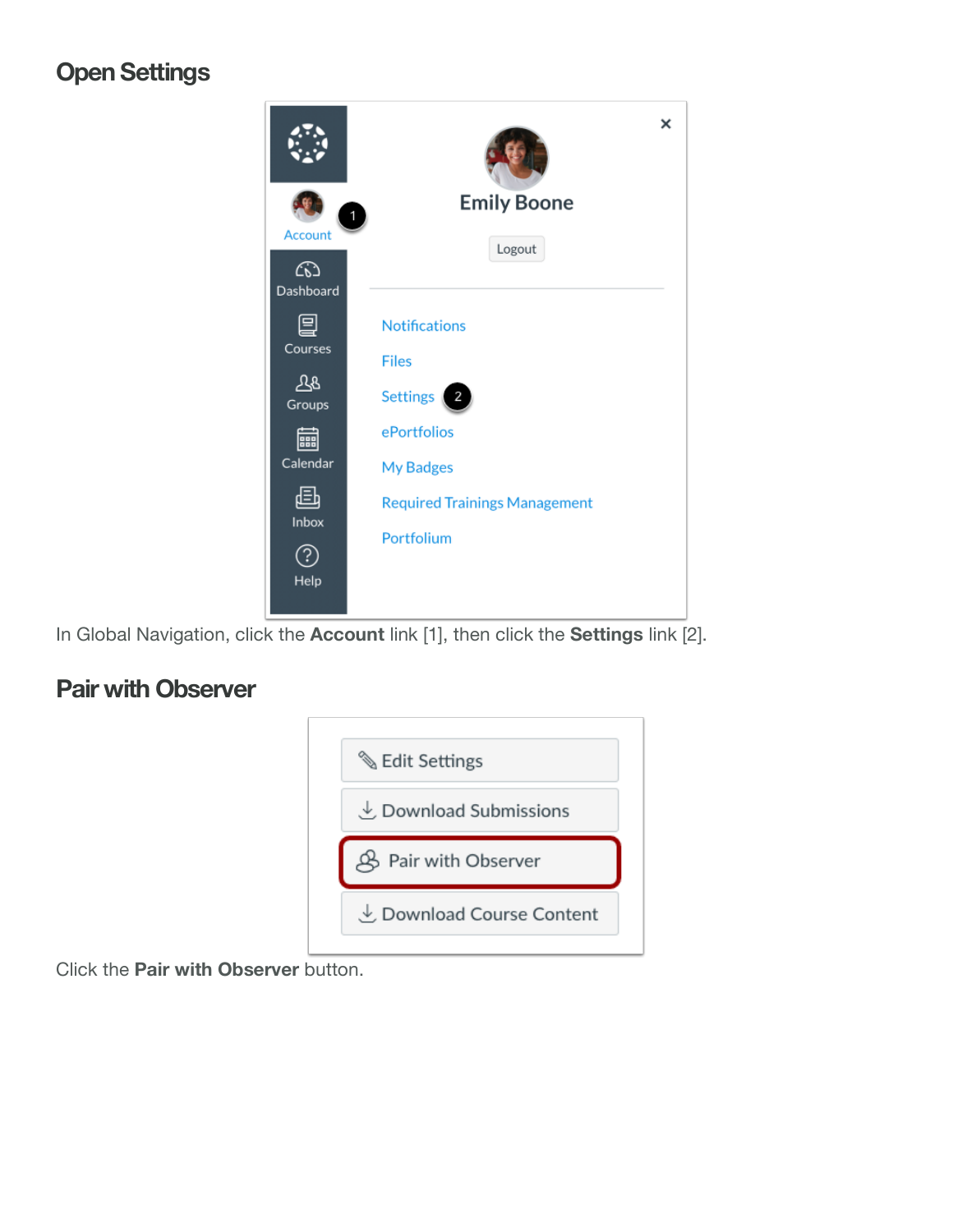## Open Settings

In Global Navigation, click the **Account** link [1], then click the **Settings** link [2].

## Pair with Observer

Click the **Pair with Observer** button.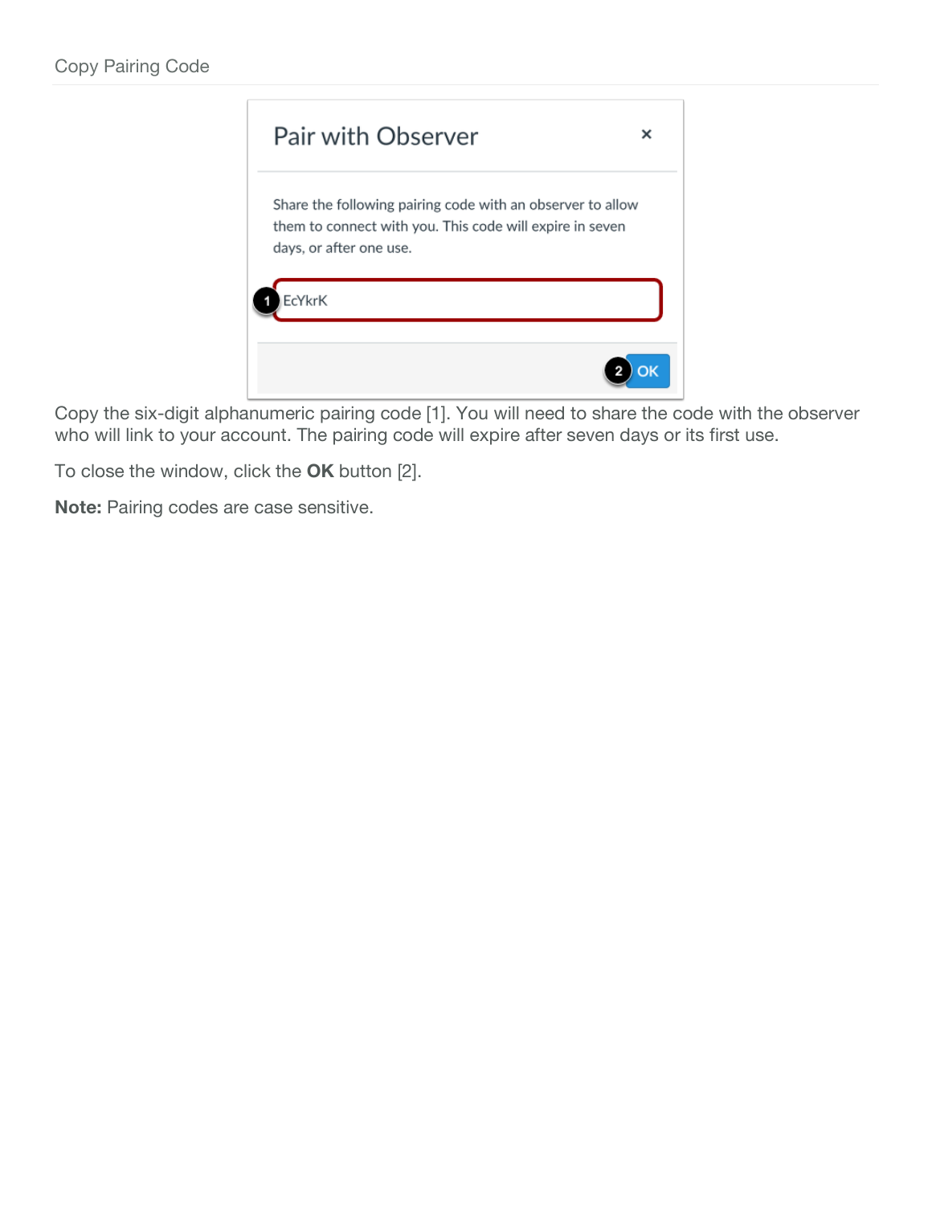## Copy Pairing Code

Copy the six-digit alphanumeric pairing code [1]. You will need to share the code with the observer who will link to your account. The pairing code will expire after seven days or its first use.

To close the window, click the **OK** button [2].

**Note:** Pairing codes are case sensitive.